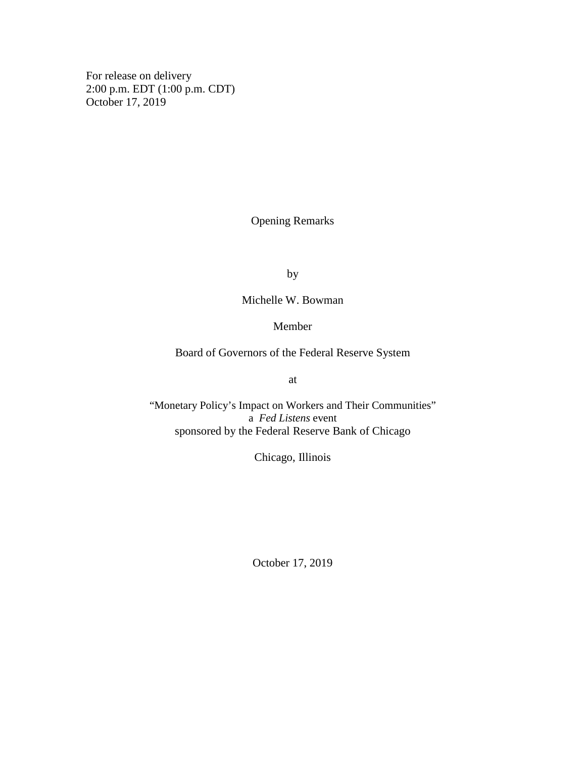For release on delivery
2:00 p.m. EDT (1:00 p.m. CDT)
October 17, 2019

# Opening Remarks

by

Michelle W. Bowman

Member

Board of Governors of the Federal Reserve System

at

"Monetary Policy's Impact on Workers and Their Communities"
a *Fed Listens* event
sponsored by the Federal Reserve Bank of Chicago

Chicago, Illinois

October 17, 2019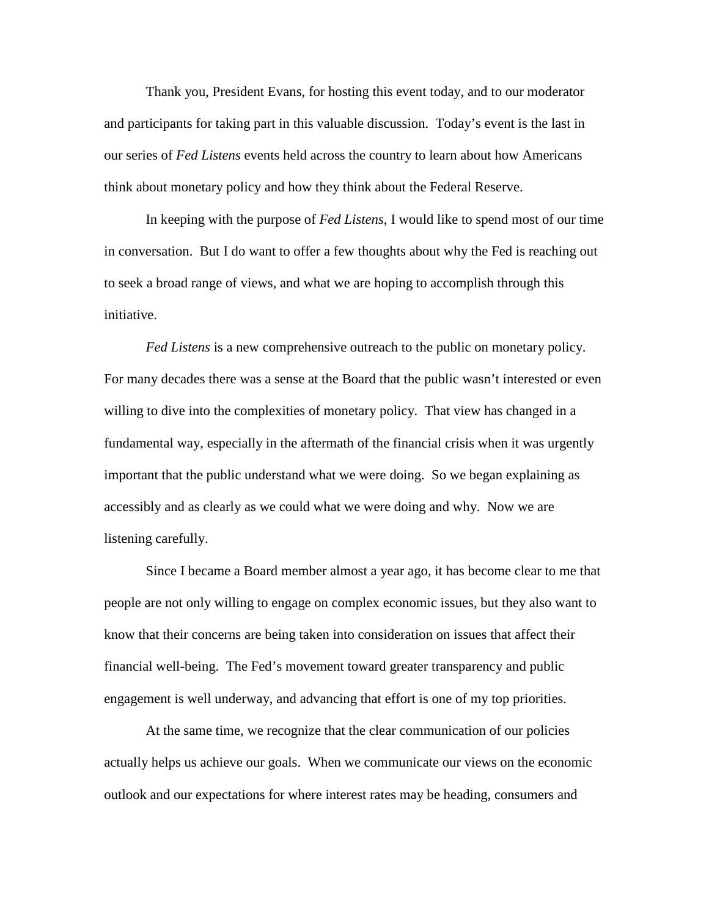Thank you, President Evans, for hosting this event today, and to our moderator and participants for taking part in this valuable discussion. Today's event is the last in our series of *Fed Listens* events held across the country to learn about how Americans think about monetary policy and how they think about the Federal Reserve.

In keeping with the purpose of *Fed Listens*, I would like to spend most of our time in conversation. But I do want to offer a few thoughts about why the Fed is reaching out to seek a broad range of views, and what we are hoping to accomplish through this initiative.

*Fed Listens* is a new comprehensive outreach to the public on monetary policy. For many decades there was a sense at the Board that the public wasn't interested or even willing to dive into the complexities of monetary policy. That view has changed in a fundamental way, especially in the aftermath of the financial crisis when it was urgently important that the public understand what we were doing. So we began explaining as accessibly and as clearly as we could what we were doing and why. Now we are listening carefully.

Since I became a Board member almost a year ago, it has become clear to me that people are not only willing to engage on complex economic issues, but they also want to know that their concerns are being taken into consideration on issues that affect their financial well-being. The Fed's movement toward greater transparency and public engagement is well underway, and advancing that effort is one of my top priorities.

At the same time, we recognize that the clear communication of our policies actually helps us achieve our goals. When we communicate our views on the economic outlook and our expectations for where interest rates may be heading, consumers and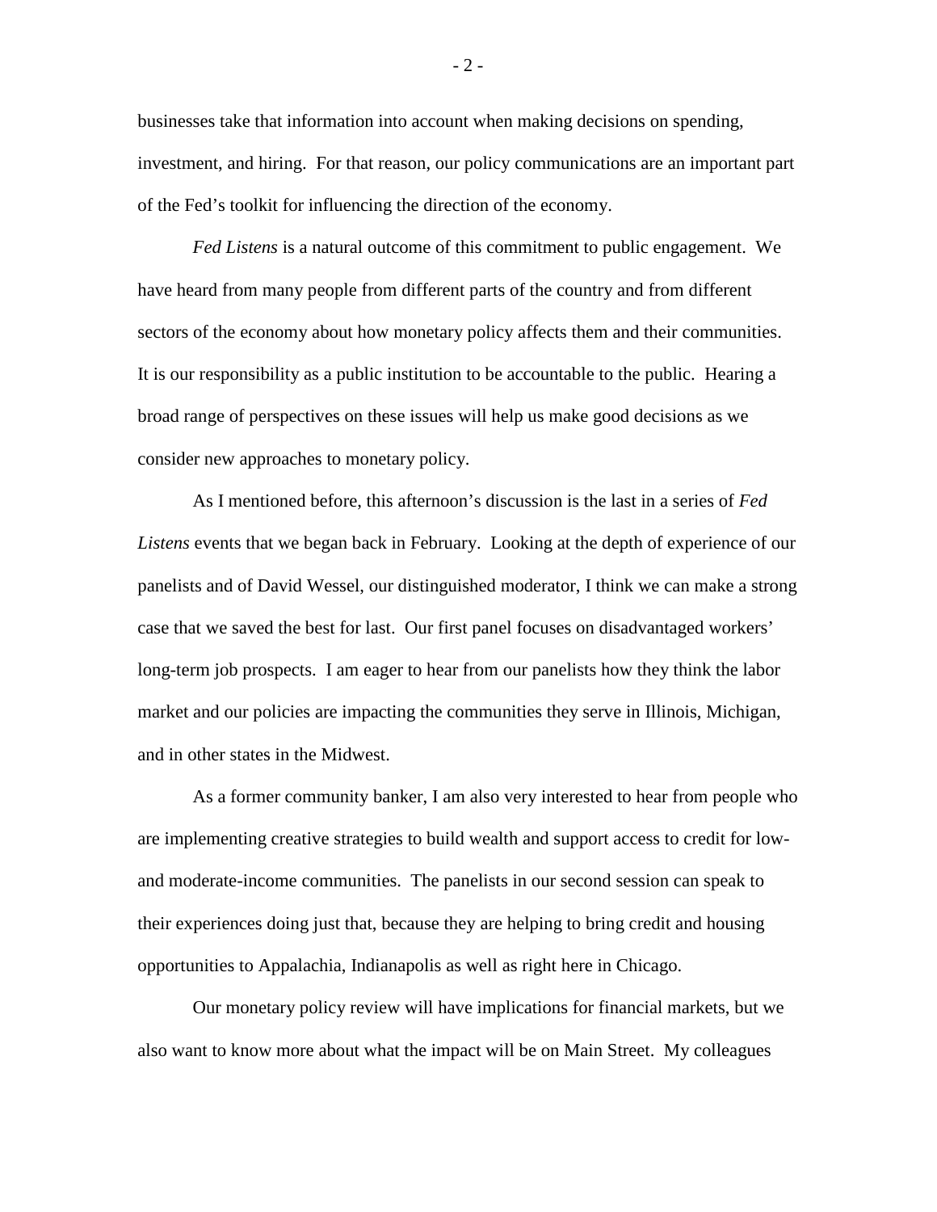businesses take that information into account when making decisions on spending, investment, and hiring.  For that reason, our policy communications are an important part of the Fed's toolkit for influencing the direction of the economy.

*Fed Listens* is a natural outcome of this commitment to public engagement.  We have heard from many people from different parts of the country and from different sectors of the economy about how monetary policy affects them and their communities.  It is our responsibility as a public institution to be accountable to the public.  Hearing a broad range of perspectives on these issues will help us make good decisions as we consider new approaches to monetary policy.

As I mentioned before, this afternoon's discussion is the last in a series of *Fed Listens* events that we began back in February.  Looking at the depth of experience of our panelists and of David Wessel, our distinguished moderator, I think we can make a strong case that we saved the best for last.  Our first panel focuses on disadvantaged workers' long-term job prospects.  I am eager to hear from our panelists how they think the labor market and our policies are impacting the communities they serve in Illinois, Michigan, and in other states in the Midwest.

As a former community banker, I am also very interested to hear from people who are implementing creative strategies to build wealth and support access to credit for low- and moderate-income communities.  The panelists in our second session can speak to their experiences doing just that, because they are helping to bring credit and housing opportunities to Appalachia, Indianapolis as well as right here in Chicago.

Our monetary policy review will have implications for financial markets, but we also want to know more about what the impact will be on Main Street.  My colleagues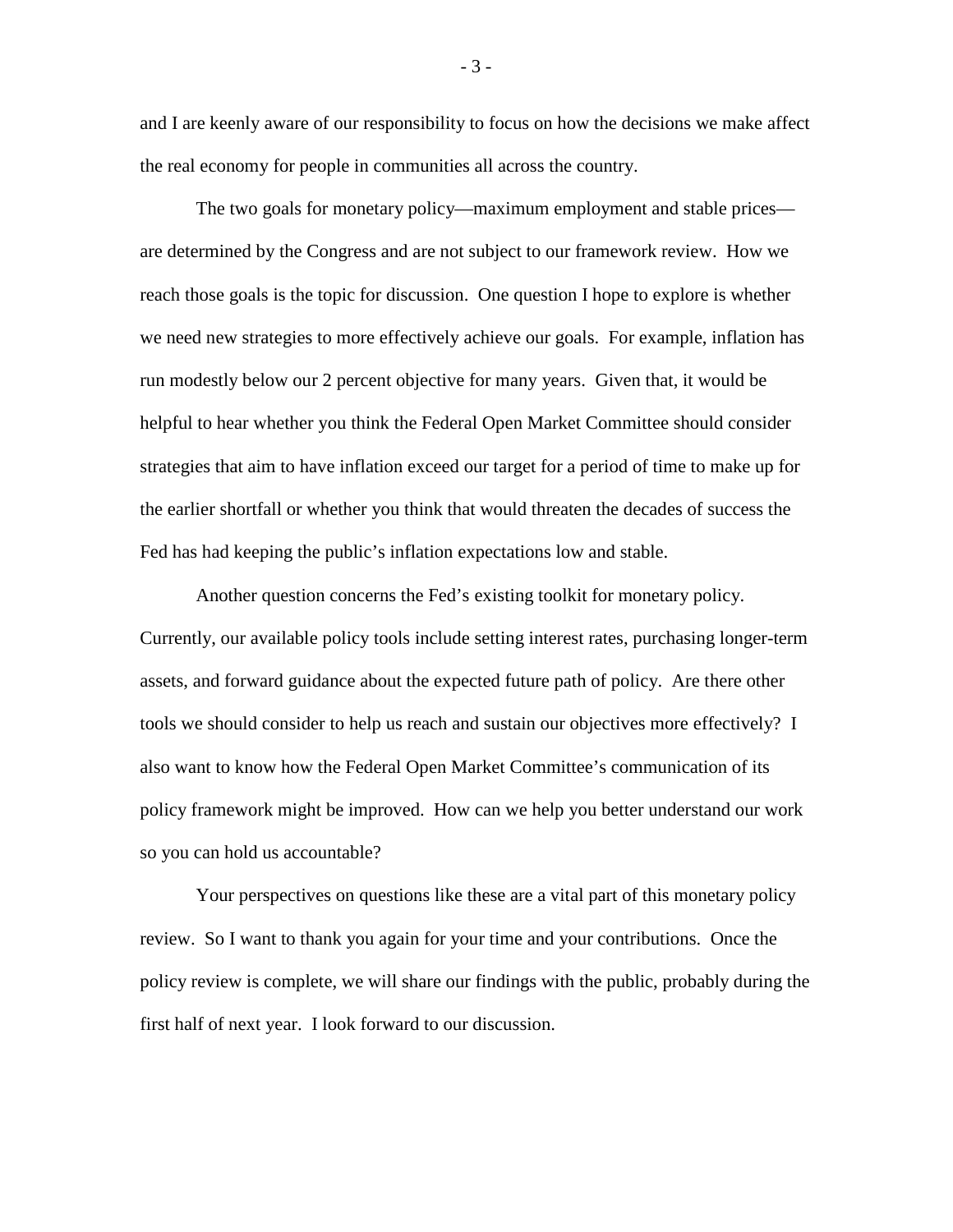and I are keenly aware of our responsibility to focus on how the decisions we make affect the real economy for people in communities all across the country.

The two goals for monetary policy—maximum employment and stable prices—are determined by the Congress and are not subject to our framework review. How we reach those goals is the topic for discussion. One question I hope to explore is whether we need new strategies to more effectively achieve our goals. For example, inflation has run modestly below our 2 percent objective for many years. Given that, it would be helpful to hear whether you think the Federal Open Market Committee should consider strategies that aim to have inflation exceed our target for a period of time to make up for the earlier shortfall or whether you think that would threaten the decades of success the Fed has had keeping the public's inflation expectations low and stable.

Another question concerns the Fed's existing toolkit for monetary policy. Currently, our available policy tools include setting interest rates, purchasing longer-term assets, and forward guidance about the expected future path of policy. Are there other tools we should consider to help us reach and sustain our objectives more effectively? I also want to know how the Federal Open Market Committee's communication of its policy framework might be improved. How can we help you better understand our work so you can hold us accountable?

Your perspectives on questions like these are a vital part of this monetary policy review. So I want to thank you again for your time and your contributions. Once the policy review is complete, we will share our findings with the public, probably during the first half of next year. I look forward to our discussion.